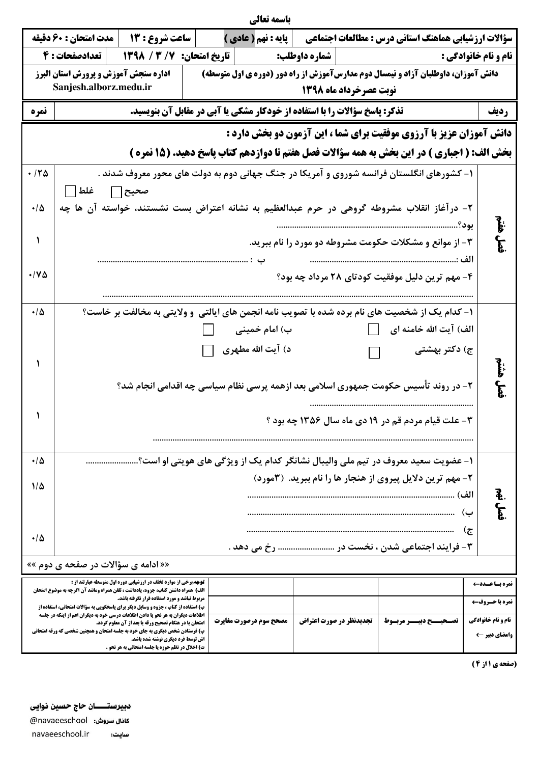باسمه تعالی

| سؤالات ارزشیابی هماهنگ استانی درس : مطالعات اجتماعی | پایه : نهم (عادی) | ساعت شروع : ۱۳ | مدت امتحان : ۶۰ دقیقه |
|---|---|---|---|
| نام و نام خانوادگی : | شماره داوطلب: | تاریخ امتحان: ۷ / ۳ / ۱۳۹۸ | تعدادصفحات : ۴ |
| دانش آموزان، داوطلبان آزاد و نیمسال دوم مدارس آموزش از راه دور (دوره ی اول متوسطه) نوبت عصر خرداد ماه ۱۳۹۸ | | اداره سنجش آموزش و پرورش استان البرز Sanjesh.alborz.medu.ir | |

| ردیف | تذکر: پاسخ سؤالات را با استفاده از خودکار مشکی یا آبی در مقابل آن بنویسید. | نمره |
|---|---|---|

**دانش آموزان عزیز با آرزوی موفقیت برای شما ، این آزمون دو بخش دارد :**

**بخش الف: ( اجباری ) در این بخش به همه سؤالات فصل هفتم تا دوازدهم کتاب پاسخ دهید. (۱۵ نمره )**

## فصل هفتم

۱- کشورهای انگلستان فرانسه شوروی و آمریکا در جنگ جهانی دوم به دولت های محور معروف شدند . (۰/۲۵)

صحیح ☐ غلط ☐

۲- درآغاز انقلاب مشروطه گروهی در حرم عبدالعظیم به نشانه اعتراض بست نشستند، خواسته آن ها چه بود؟.................................. (۰/۵)

۳- از موانع و مشکلات حکومت مشروطه دو مورد را نام ببرید. (۱)

الف :.................................. ب : ..................................

۴- مهم ترین دلیل موفقیت کودتای ۲۸ مرداد چه بود؟ (۰/۷۵)

..................................

## فصل هشتم

۱- کدام یک از شخصیت های نام برده شده با تصویب نامه انجمن های ایالتی و ولایتی به مخالفت بر خاست؟ (۰/۵)

الف) آیت الله خامنه ای ☐ ب) امام خمینی ☐

ج) دکتر بهشتی ☐ د) آیت الله مطهری ☐

۲- در روند تأسیس حکومت جمهوری اسلامی بعد ازهمه پرسی نظام سیاسی چه اقدامی انجام شد؟ (۱)

..................................

۳- علت قیام مردم قم در ۱۹ دی ماه سال ۱۳۵۶ چه بود ؟ (۱)

..................................

## فصل نهم

۱- عضویت سعید معروف در تیم ملی والیبال نشانگر کدام یک از ویژگی های هویتی او است؟........................ (۰/۵)

۲- مهم ترین دلایل پیروی از هنجار ها را نام ببرید. (۳مورد) (۱/۵)

الف) ..................................

ب) ..................................

ج) ..................................

۳- فرایند اجتماعی شدن ، نخست در .......................... رخ می دهد . (۰/۵)

«« ادامه ی سؤالات در صفحه ی دوم »»

| نمره بـا عــدد← | | | | |
|---|---|---|---|---|
| نمره با حــروف← | | | | |
| نام و نام خانوادگی وامضای دبیر ← | تصحیــــح دبیــــر مربــوط | تجدیدنظر در صورت اعتراض | مصحح سوم درصورت مغایرت | |

توجه:برخی از موارد تخلف در ارزشیابی دوره اول متوسطه عبارتند از :
الف) همراه داشتن کتاب، جزوه، یادداشت ، تلفن همراه ومانند آن اگرچه به موضوع امتحان مربوط نباشد و مورد استفاده قرار نگرفته باشد.
ب) استفاده از کتاب ، جزوه و وسایل دیگر برای پاسخگویی به سؤالات امتحانی، استفاده از اطلاعات دیگران به هر نحو یا دادن اطلاعات درسی خود به دیگران اعم از اینکه در جلسه امتحان یا در هنگام تصحیح ورقه یا بعد از آن معلوم گردد.
پ) فرستادن شخص دیگری به جای خود به جلسه امتحان و همچنین شخصی که ورقه امتحانی اش توسط فرد دیگری نوشته شده باشد.
ت) اخلال در نظم حوزه یا جلسه امتحانی به هر نحو .

دبیرستـــــان حاج حسین نوایی
کانال سروش: @navaeeschool
سایت: navaeeschool.ir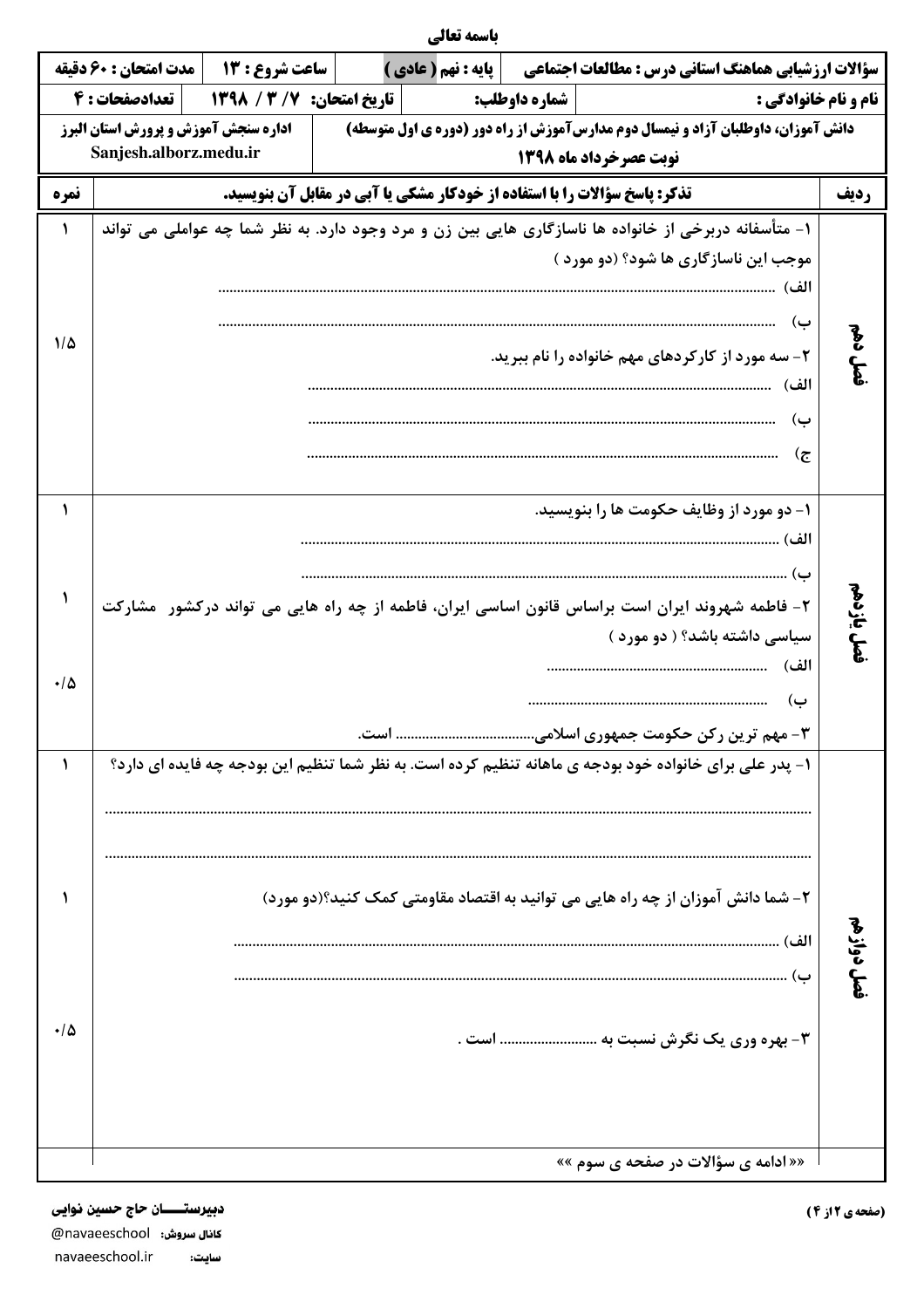باسمه تعالی

| مدت امتحان : ۶۰ دقیقه | ساعت شروع : ۱۳ | پایه : نهم ( عادی ) | سؤالات ارزشیابی هماهنگ استانی درس : مطالعات اجتماعی |
|---|---|---|---|
| تعدادصفحات : ۴ | تاریخ امتحان: ۷ / ۳ / ۱۳۹۸ | شماره داوطلب: | نام و نام خانوادگی : |
| اداره سنجش آموزش و پرورش استان البرز Sanjesh.alborz.medu.ir | | دانش آموزان، داوطلبان آزاد و نیمسال دوم مدارس آموزش از راه دور (دوره ی اول متوسطه) نوبت عصر خرداد ماه ۱۳۹۸ | |

| ردیف | تذکر: پاسخ سؤالات را با استفاده از خودکار مشکی یا آبی در مقابل آن بنویسید. | نمره |
|---|---|---|
| فصل دهم | ۱- متأسفانه دربرخی از خانواده ها ناسازگاری هایی بین زن و مرد وجود دارد. به نظر شما چه عواملی می تواند موجب این ناسازگاری ها شود؟ (دو مورد )<br>الف) ..........<br>ب) .......... | ۱ |
| | ۲- سه مورد از کارکردهای مهم خانواده را نام ببرید.<br>الف) ..........<br>ب) ..........<br>ج) .......... | ۱/۵ |
| فصل یازدهم | ۱- دو مورد از وظایف حکومت ها را بنویسید.<br>الف) ..........<br>ب) .......... | ۱ |
| | ۲- فاطمه شهروند ایران است براساس قانون اساسی ایران، فاطمه از چه راه هایی می تواند درکشور مشارکت سیاسی داشته باشد؟ ( دو مورد )<br>الف) ..........<br>ب) .......... | ۱ |
| | ۳- مهم ترین رکن حکومت جمهوری اسلامی.......... است. | ۰/۵ |
| فصل دوازدهم | ۱- پدر علی برای خانواده خود بودجه ی ماهانه تنظیم کرده است. به نظر شما تنظیم این بودجه چه فایده ای دارد؟<br>..........<br>.......... | ۱ |
| | ۲- شما دانش آموزان از چه راه هایی می توانید به اقتصاد مقاومتی کمک کنید؟(دو مورد)<br>الف) ..........<br>ب) .......... | ۱ |
| | ۳- بهره وری یک نگرش نسبت به .......... است . | ۰/۵ |

«« ادامه ی سؤالات در صفحه ی سوم »»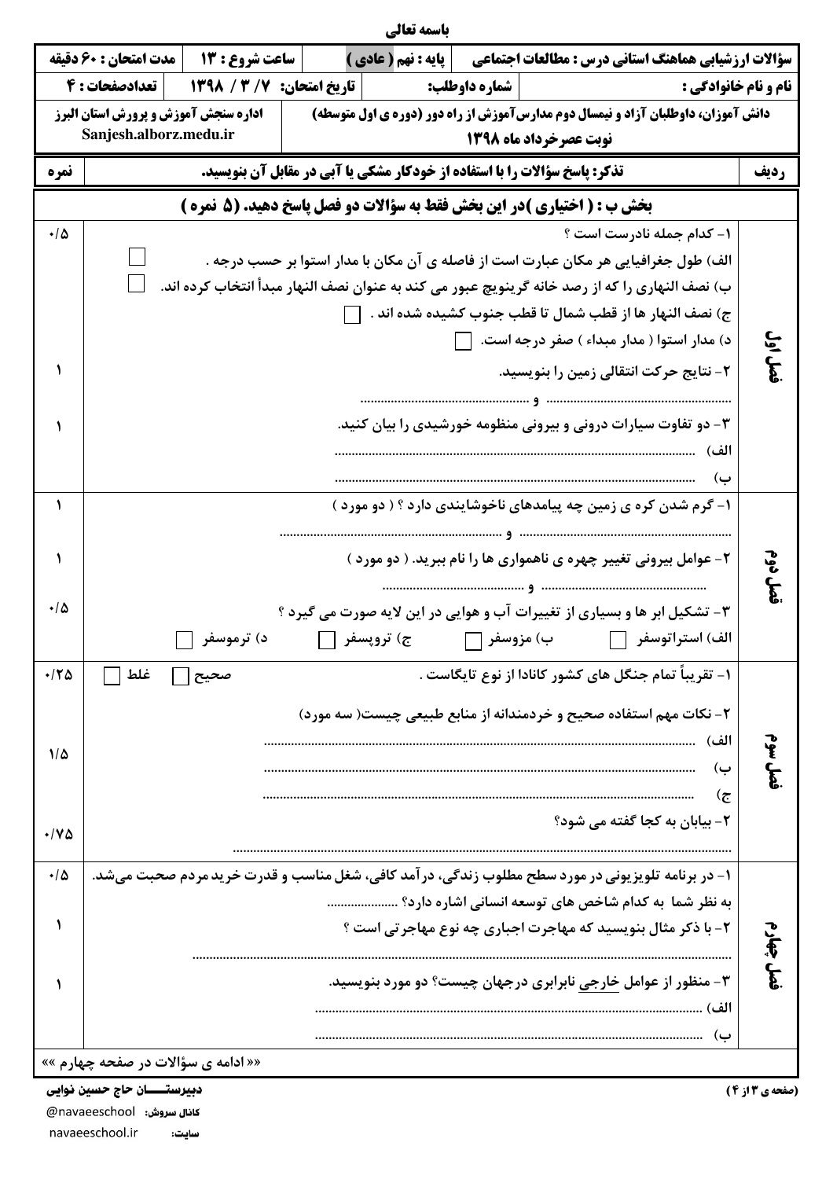باسمه تعالی

| مدت امتحان : ۶۰ دقیقه | ساعت شروع : ۱۳ | پایه : نهم ( عادی ) | سؤالات ارزشیابی هماهنگ استانی درس : مطالعات اجتماعی |
|---|---|---|---|
| تعدادصفحات : ۴ | تاریخ امتحان: ۷ / ۳ / ۱۳۹۸ | شماره داوطلب: | نام و نام خانوادگی : |
| اداره سنجش آموزش و پرورش استان البرز Sanjesh.alborz.medu.ir | | دانش آموزان، داوطلبان آزاد و نیمسال دوم مدارس‌آموزش از راه دور (دوره ی اول متوسطه) نوبت عصر خرداد ماه ۱۳۹۸ | |

| ردیف | تذکر: پاسخ سؤالات را با استفاده از خودکار مشکی یا آبی در مقابل آن بنویسید. | نمره |
|---|---|---|

## بخش ب : ( اختیاری ) در این بخش فقط به سؤالات دو فصل پاسخ دهید. (۵ نمره )

### فصل اول

۱- کدام جمله نادرست است ؟ (۰/۵)

الف) طول جغرافیایی هر مکان عبارت است از فاصله ی آن مکان با مدار استوا بر حسب درجه . ☐

ب) نصف النهاری را که از رصد خانه گرینویچ عبور می کند به عنوان نصف النهار مبدأ انتخاب کرده اند. ☐

ج) نصف النهار ها از قطب شمال تا قطب جنوب کشیده شده اند . ☐

د) مدار استوا ( مدار مبداء ) صفر درجه است. ☐

۲- نتایج حرکت انتقالی زمین را بنویسید. (۱)

............................................ و ............................................

۳- دو تفاوت سیارات درونی و بیرونی منظومه خورشیدی را بیان کنید. (۱)

الف) ............................................

ب) ............................................

### فصل دوم

۱- گرم شدن کره ی زمین چه پیامدهای ناخوشایندی دارد ؟ ( دو مورد ) (۱)

............................................ و ............................................

۲- عوامل بیرونی تغییر چهره ی ناهمواری ها را نام ببرید. ( دو مورد ) (۱)

............................................ و ............................................

۳- تشکیل ابر ها و بسیاری از تغییرات آب و هوایی در این لایه صورت می گیرد ؟ (۰/۵)

الف) استراتوسفر ☐ ب) مزوسفر ☐ ج) تروپسفر ☐ د) ترموسفر ☐

### فصل سوم

۱- تقریباً تمام جنگل های کشور کانادا از نوع تایگاست . صحیح ☐ غلط ☐ (۰/۲۵)

۲- نکات مهم استفاده صحیح و خردمندانه از منابع طبیعی چیست( سه مورد) (۱/۵)

الف) ............................................

ب) ............................................

ج) ............................................

۲- بیابان به کجا گفته می شود؟ (۰/۷۵)

............................................

### فصل چهارم

۱- در برنامه تلویزیونی در مورد سطح مطلوب زندگی، درآمد کافی، شغل مناسب و قدرت خرید مردم صحبت می‌شد. به نظر شما به کدام شاخص های توسعه انسانی اشاره دارد؟ .................... (۰/۵)

۲- با ذکر مثال بنویسید که مهاجرت اجباری چه نوع مهاجرتی است ؟ (۱)

............................................

۳- منظور از عوامل خارجی نابرابری درجهان چیست؟ دو مورد بنویسید. (۱)

الف) ............................................

ب) ............................................

«« ادامه ی سؤالات در صفحه چهارم »»

دبیرستـــــان حاج حسین نوایی

کانال سروش: @navaeeschool

سایت: navaeeschool.ir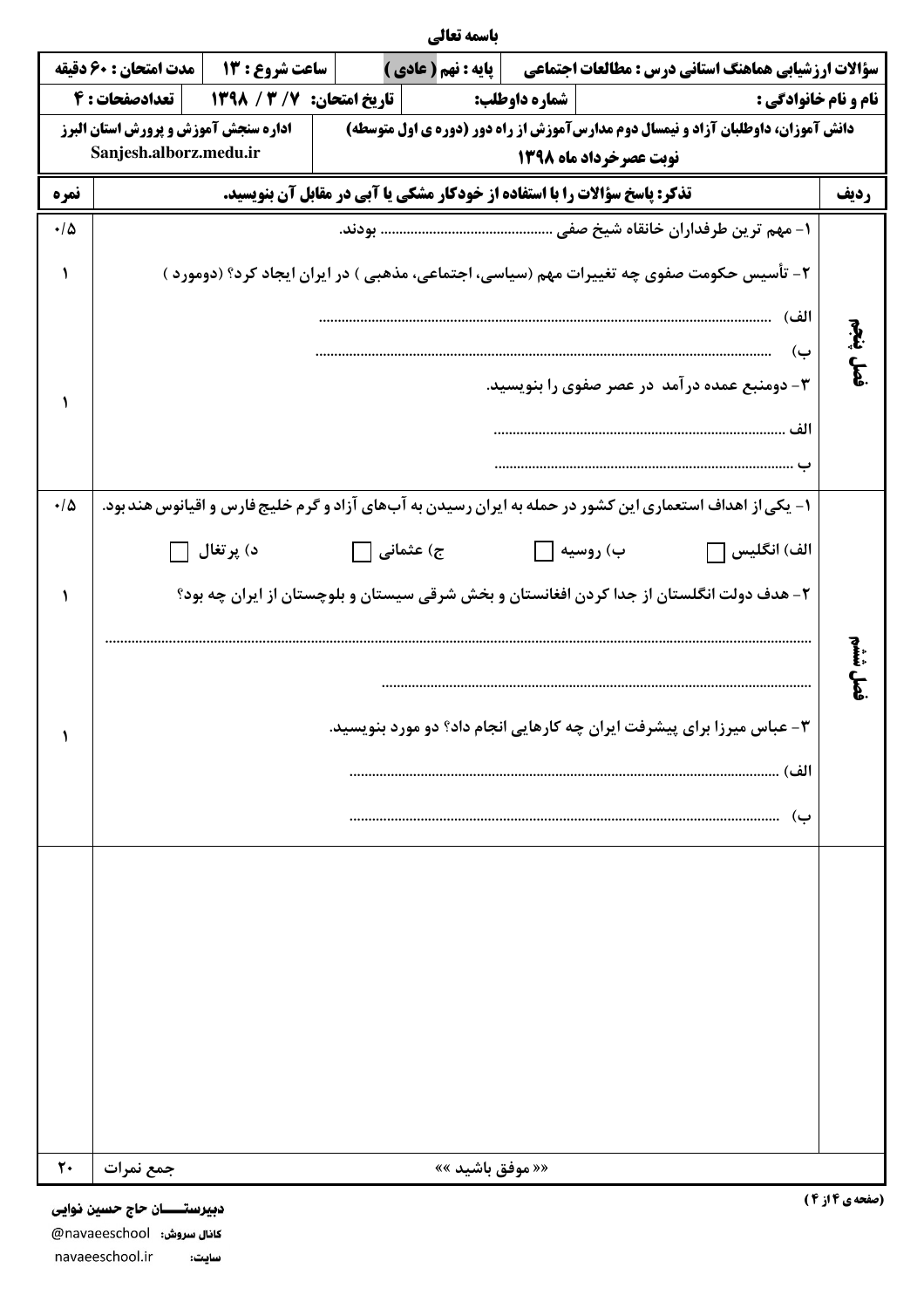باسمه تعالی

| مدت امتحان : ۶۰ دقیقه | ساعت شروع : ۱۳ | پایه : نهم ( عادی ) | سؤالات ارزشیابی هماهنگ استانی درس : مطالعات اجتماعی |
|---|---|---|---|
| تعدادصفحات : ۴ | تاریخ امتحان: ۷ / ۳ / ۱۳۹۸ | شماره داوطلب: | نام و نام خانوادگی : |
| اداره سنجش آموزش و پرورش استان البرز Sanjesh.alborz.medu.ir | | دانش آموزان، داوطلبان آزاد و نیمسال دوم مدارس آموزش از راه دور (دوره ی اول متوسطه) نوبت عصر خرداد ماه ۱۳۹۸ | |

| ردیف | تذکر: پاسخ سؤالات را با استفاده از خودکار مشکی یا آبی در مقابل آن بنویسید. | نمره |
|---|---|---|
| فصل پنجم | ۱- مهم ترین طرفداران خانقاه شیخ صفی ............................................ بودند. | ۰/۵ |
| | ۲- تأسیس حکومت صفوی چه تغییرات مهم (سیاسی، اجتماعی، مذهبی ) در ایران ایجاد کرد؟ (دومورد )<br>الف) ..........................................<br>ب) .......................................... | ۱ |
| | ۳- دومنبع عمده درآمد در عصر صفوی را بنویسید.<br>الف ..........................................<br>ب .......................................... | ۱ |
| فصل ششم | ۱- یکی از اهداف استعماری این کشور در حمله به ایران رسیدن به آب‌های آزاد و گرم خلیج فارس و اقیانوس هند بود.<br>الف) انگلیس ☐ ب) روسیه ☐ ج) عثمانی ☐ د) پرتغال ☐ | ۰/۵ |
| | ۲- هدف دولت انگلستان از جدا کردن افغانستان و بخش شرقی سیستان و بلوچستان از ایران چه بود؟<br>.......................................... | ۱ |
| | ۳- عباس میرزا برای پیشرفت ایران چه کارهایی انجام داد؟ دو مورد بنویسید.<br>الف) ..........................................<br>ب) .......................................... | ۱ |
| | جمع نمرات «« موفق باشید »» | ۲۰ |

دبیرستان حاج حسین نوایی

کانال سروش: @navaeeschool

سایت: navaeeschool.ir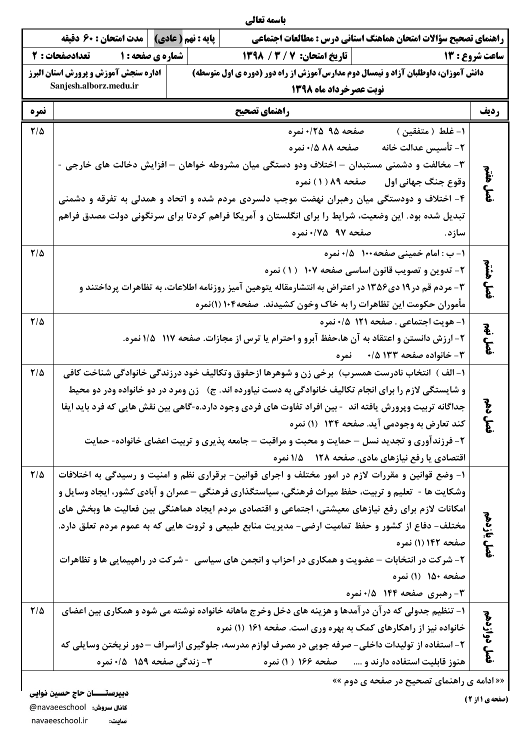باسمه تعالی

| راهنمای تصحیح سؤالات امتحان هماهنگ استانی درس : مطالعات اجتماعی | | پایه : نهم ( عادی) | مدت امتحان : ۶۰ دقیقه |
|---|---|---|---|
| ساعت شروع : ۱۳ | تاریخ امتحان: ۷ / ۳ / ۱۳۹۸ | شماره ی صفحه : ۱ | تعدادصفحات : ۲ |
| دانش آموزان، داوطلبان آزاد و نیمسال دوم مدارس آموزش از راه دور (دوره ی اول متوسطه) نوبت عصر خرداد ماه ۱۳۹۸ | | اداره سنجش آموزش و پرورش استان البرز Sanjesh.alborz.medu.ir | |

| ردیف | راهنمای تصحیح | نمره |
|---|---|---|
| فصل هفتم | ۱- غلط ( متفقین ) صفحه ۹۵ ۰/۲۵ نمره<br>۲- تأسیس عدالت خانه صفحه ۸۸ ۰/۵ نمره<br>۳- مخالفت و دشمنی مستبدان – اختلاف ودو دستگی میان مشروطه خواهان – افزایش دخالت های خارجی - وقوع جنگ جهانی اول صفحه ۸۹ ( ۱ ) نمره<br>۴- اختلاف و دودستگی میان رهبران نهضت موجب دلسردی مردم شده و اتحاد و همدلی به تفرقه و دشمنی تبدیل شده بود. این وضعیت، شرایط را برای انگلستان و آمریکا فراهم کردتا برای سرنگونی دولت مصدق فراهم سازد. صفحه ۹۷ ۰/۷۵ نمره | ۲/۵ |
| فصل هشتم | ۱- ب : امام خمینی صفحه۱۰۰ ۰/۵ نمره<br>۲- تدوین و تصویب قانون اساسی صفحه ۱۰۷ ( ۱ ) نمره<br>۳- مردم قم در۱۹ دی۱۳۵۶ در اعتراض به انتشارمقاله یتوهین آمیز روزنامه اطلاعات، به تظاهرات پرداختند و مأموران حکومت این تظاهرات را به خاک وخون کشیدند. صفحه۱۰۴ (۱)نمره | ۲/۵ |
| فصل نهم | ۱- هویت اجتماعی . صفحه ۱۲۱ ۰/۵ نمره<br>۲- ارزش دانستن و اعتقاد به آن ها،حفظ آبرو و احترام یا ترس از مجازات. صفحه ۱۱۷ ۱/۵ نمره.<br>۳- خانواده صفحه ۱۳۳ ۰/۵ نمره | ۲/۵ |
| فصل دهم | ۱- الف ) انتخاب نادرست همسرب) برخی زن و شوهرها ازحقوق وتکالیف خود درزندگی خانوادگی شناخت کافی و شایستگی لازم را برای انجام تکالیف خانوادگی به دست نیاورده اند. ج) زن ومرد در دو خانواده ودر دو محیط جداگانه تربیت وپرورش یافته اند - بین افراد تفاوت های فردی وجود دارد.ه-گاهی بین نقش هایی که فرد باید ایفا کند تعارض به وجودمی آید. صفحه ۱۳۴ (۱) نمره<br>۲- فرزندآوری و تجدید نسل – حمایت و محبت و مراقبت – جامعه پذیری و تربیت اعضای خانواده- حمایت اقتصادی یا رفع نیازهای مادی. صفحه ۱۲۸ ۱/۵ نمره | ۲/۵ |
| فصل یازدهم | ۱- وضع قوانین و مقررات لازم در امور مختلف و اجرای قوانین- برقراری نظم و امنیت و رسیدگی به اختلافات وشکایت ها - تعلیم و تربیت، حفظ میراث فرهنگی، سیاستگذاری فرهنگی – عمران و آبادی کشور، ایجاد وسایل و امکانات لازم برای رفع نیازهای معیشتی، اجتماعی و اقتصادی مردم ایجاد هماهنگی بین فعالیت ها وبخش های مختلف- دفاع از کشور و حفظ تمامیت ارضی- مدیریت منابع طبیعی و ثروت هایی که به عموم مردم تعلق دارد. صفحه ۱۴۲ (۱) نمره<br>۲- شرکت در انتخابات – عضویت و همکاری در احزاب و انجمن های سیاسی - شرکت در راهپیمایی ها و تظاهرات صفحه ۱۵۰ (۱) نمره<br>۳- رهبری صفحه ۱۴۴ ۰/۵ نمره | ۲/۵ |
| فصل دوازدهم | ۱- تنظیم جدولی که درآن درآمدها و هزینه های دخل وخرج ماهانه خانواده نوشته می شود و همکاری بین اعضای خانواده نیز از راهکارهای کمک به بهره وری است. صفحه ۱۶۱ (۱) نمره<br>۲- استفاده از تولیدات داخلی- صرفه جویی در مصرف لوازم مدرسه، جلوگیری ازاسراف –دور نریختن وسایلی که هنوز قابلیت استفاده دارند و .... صفحه ۱۶۶ (۱) نمره ۳- زندگی صفحه ۱۵۹ ۰/۵ نمره | ۲/۵ |

«« ادامه ی راهنمای تصحیح در صفحه ی دوم »»

دبیرستان حاج حسین نوایی

کانال سروش: @navaeeschool

سایت: navaeeschool.ir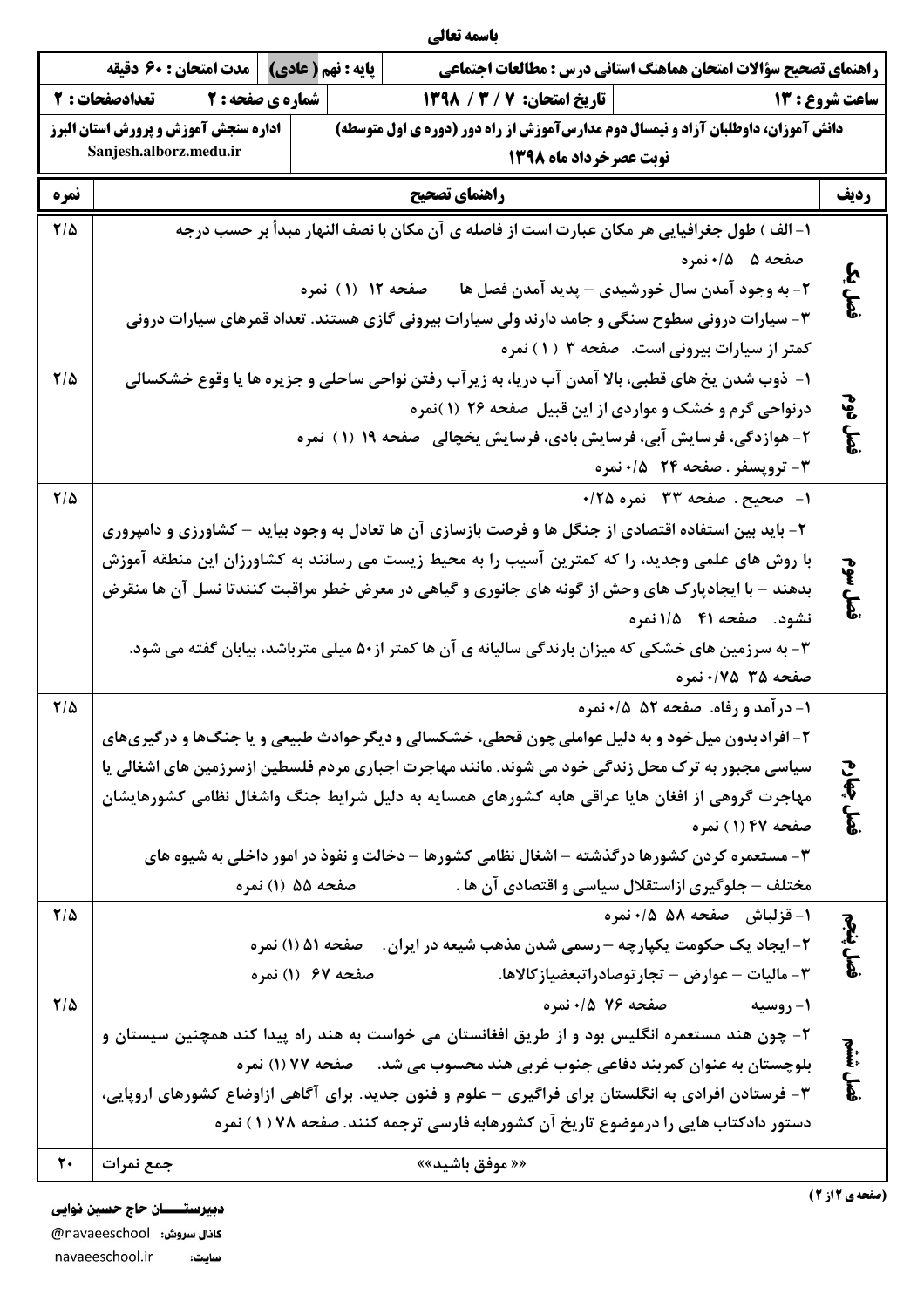باسمه تعالی

| راهنمای تصحیح سؤالات امتحان هماهنگ استانی درس : مطالعات اجتماعی | پایه : نهم ( عادی) | مدت امتحان : ۶۰ دقیقه |
|---|---|---|
| ساعت شروع : ۱۳ / تاریخ امتحان: ۷ / ۳ / ۱۳۹۸ | شماره ی صفحه : ۲ | تعدادصفحات : ۲ |
| دانش آموزان، داوطلبان آزاد و نیمسال دوم مدارس آموزش از راه دور (دوره ی اول متوسطه) نوبت عصر خرداد ماه ۱۳۹۸ | اداره سنجش آموزش و پرورش استان البرز Sanjesh.alborz.medu.ir | |

| ردیف | راهنمای تصحیح | نمره |
|---|---|---|
| فصل یک | ۱- الف ) طول جغرافیایی هر مکان عبارت است از فاصله ی آن مکان با نصف النهار مبدأ بر حسب درجه صفحه ۵ ۰/۵ نمره<br>۲- به وجود آمدن سال خورشیدی – پدید آمدن فصل ها صفحه ۱۲ (۱) نمره<br>۳- سیارات درونی سطوح سنگی و جامد دارند ولی سیارات بیرونی گازی هستند. تعداد قمرهای سیارات درونی کمتر از سیارات بیرونی است. صفحه ۳ ( ۱ ) نمره | ۲/۵ |
| فصل دوم | ۱- ذوب شدن یخ های قطبی، بالا آمدن آب دریا، به زیرآب رفتن نواحی ساحلی و جزیره ها یا وقوع خشکسالی درنواحی گرم و خشک و مواردی از این قبیل صفحه ۲۶ (۱)نمره<br>۲- هوازدگی، فرسایش آبی، فرسایش بادی، فرسایش یخچالی صفحه ۱۹ (۱) نمره<br>۳- تروپسفر . صفحه ۲۴ ۰/۵ نمره | ۲/۵ |
| فصل سوم | ۱- صحیح . صفحه ۳۳ نمره ۰/۲۵<br>۲- باید بین استفاده اقتصادی از جنگل ها و فرصت بازسازی آن ها تعادل به وجود بیاید – کشاورزی و دامپروری با روش های علمی وجدید، را که کمترین آسیب را به محیط زیست می رسانند به کشاورزان این منطقه آموزش بدهند – با ایجادپارک های وحش از گونه های جانوری و گیاهی در معرض خطر مراقبت کنندتا نسل آن ها منقرض نشود. صفحه ۴۱ ۱/۵ نمره<br>۳- به سرزمین های خشکی که میزان بارندگی سالیانه ی آن ها کمتر از۵۰ میلی مترباشد، بیابان گفته می شود. صفحه ۳۵ ۰/۷۵ نمره | ۲/۵ |
| فصل چهارم | ۱- درآمد و رفاه. صفحه ۵۲ ۰/۵ نمره<br>۲- افراد بدون میل خود و به دلیل عواملی چون قحطی، خشکسالی و دیگرحوادث طبیعی و یا جنگ‌ها و درگیری‌های سیاسی مجبور به ترک محل زندگی خود می شوند. مانند مهاجرت اجباری مردم فلسطین ازسرزمین های اشغالی یا مهاجرت گروهی از افغان هایا عراقی هابه کشورهای همسایه به دلیل شرایط جنگ واشغال نظامی کشورهایشان صفحه ۴۷ (۱) نمره<br>۳- مستعمره کردن کشورها درگذشته – اشغال نظامی کشورها – دخالت و نفوذ در امور داخلی به شیوه های مختلف – جلوگیری ازاستقلال سیاسی و اقتصادی آن ها . صفحه ۵۵ (۱) نمره | ۲/۵ |
| فصل پنجم | ۱- قزلباش صفحه ۵۸ ۰/۵ نمره<br>۲- ایجاد یک حکومت یکپارچه – رسمی شدن مذهب شیعه در ایران. صفحه ۵۱ (۱) نمره<br>۳- مالیات – عوارض – تجارتوصادراتبعضیازکالاها. صفحه ۶۷ (۱) نمره | ۲/۵ |
| فصل ششم | ۱- روسیه صفحه ۷۶ ۰/۵ نمره<br>۲- چون هند مستعمره انگلیس بود و از طریق افغانستان می خواست به هند راه پیدا کند همچنین سیستان و بلوچستان به عنوان کمربند دفاعی جنوب غربی هند محسوب می شد. صفحه ۷۷ (۱) نمره<br>۳- فرستادن افرادی به انگلستان برای فراگیری – علوم و فنون جدید. برای آگاهی ازاوضاع کشورهای اروپایی، دستور دادکتاب هایی را درموضوع تاریخ آن کشورهابه فارسی ترجمه کنند. صفحه ۷۸ ( ۱ ) نمره | ۲/۵ |
| | «« موفق باشید»» جمع نمرات | ۲۰ |

دبیرستـــــان حاج حسین نوایی

کانال سروش: @navaeeschool

سایت: navaeeschool.ir